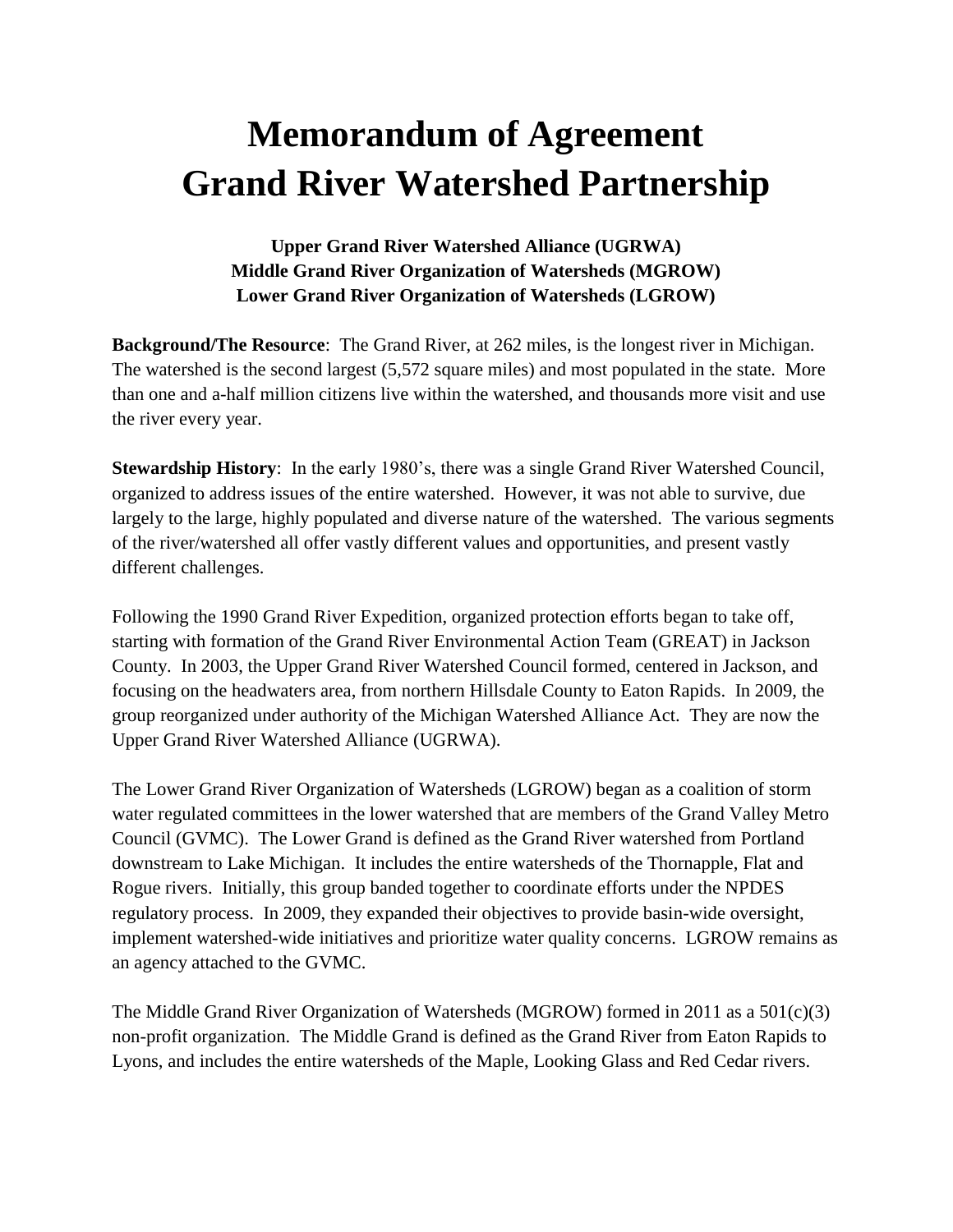# Memorandum of Agreement
# Grand River Watershed Partnership

**Upper Grand River Watershed Alliance (UGRWA)**
**Middle Grand River Organization of Watersheds (MGROW)**
**Lower Grand River Organization of Watersheds (LGROW)**

**Background/The Resource**: The Grand River, at 262 miles, is the longest river in Michigan. The watershed is the second largest (5,572 square miles) and most populated in the state. More than one and a-half million citizens live within the watershed, and thousands more visit and use the river every year.

**Stewardship History**: In the early 1980's, there was a single Grand River Watershed Council, organized to address issues of the entire watershed. However, it was not able to survive, due largely to the large, highly populated and diverse nature of the watershed. The various segments of the river/watershed all offer vastly different values and opportunities, and present vastly different challenges.

Following the 1990 Grand River Expedition, organized protection efforts began to take off, starting with formation of the Grand River Environmental Action Team (GREAT) in Jackson County. In 2003, the Upper Grand River Watershed Council formed, centered in Jackson, and focusing on the headwaters area, from northern Hillsdale County to Eaton Rapids. In 2009, the group reorganized under authority of the Michigan Watershed Alliance Act. They are now the Upper Grand River Watershed Alliance (UGRWA).

The Lower Grand River Organization of Watersheds (LGROW) began as a coalition of storm water regulated committees in the lower watershed that are members of the Grand Valley Metro Council (GVMC). The Lower Grand is defined as the Grand River watershed from Portland downstream to Lake Michigan. It includes the entire watersheds of the Thornapple, Flat and Rogue rivers. Initially, this group banded together to coordinate efforts under the NPDES regulatory process. In 2009, they expanded their objectives to provide basin-wide oversight, implement watershed-wide initiatives and prioritize water quality concerns. LGROW remains as an agency attached to the GVMC.

The Middle Grand River Organization of Watersheds (MGROW) formed in 2011 as a 501(c)(3) non-profit organization. The Middle Grand is defined as the Grand River from Eaton Rapids to Lyons, and includes the entire watersheds of the Maple, Looking Glass and Red Cedar rivers.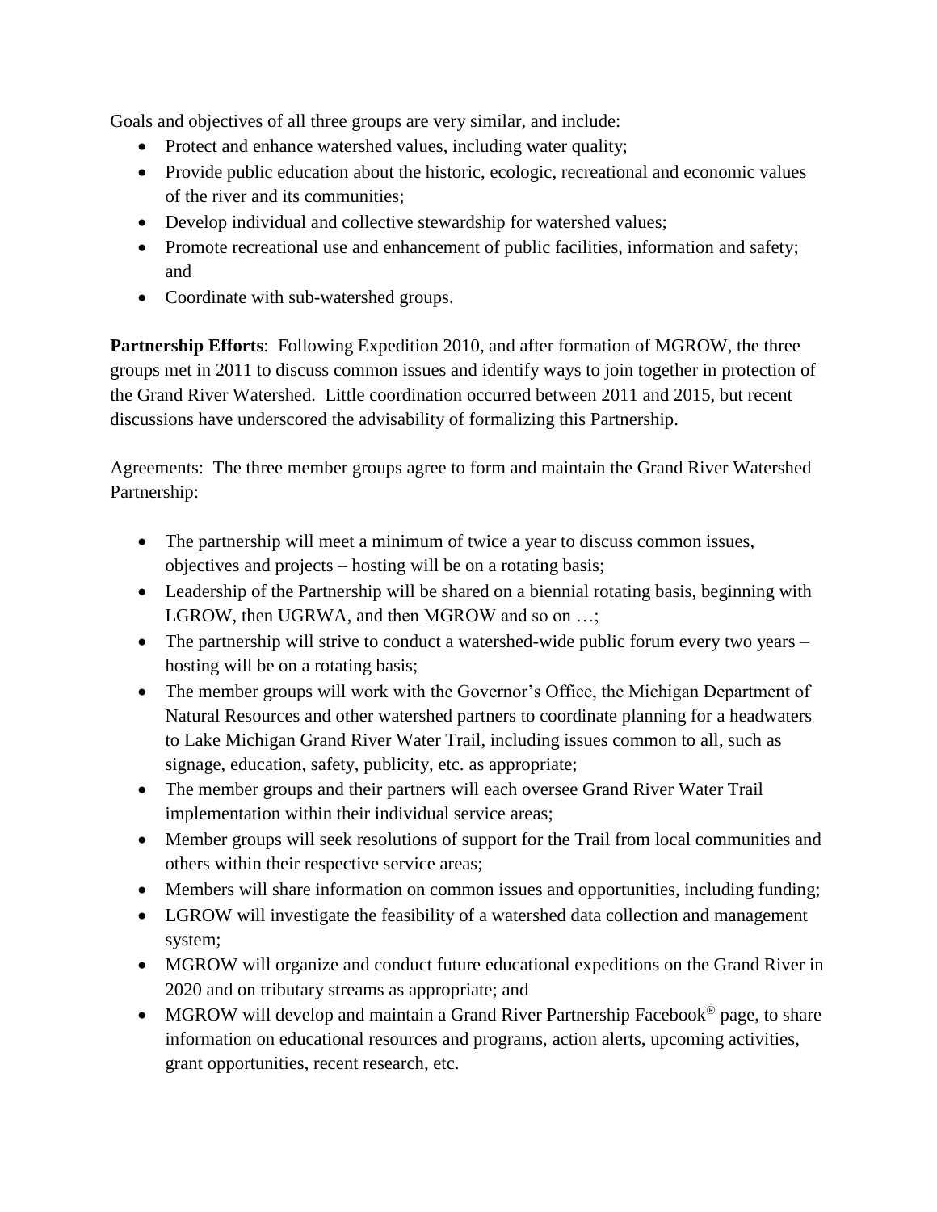Goals and objectives of all three groups are very similar, and include:

- Protect and enhance watershed values, including water quality;
- Provide public education about the historic, ecologic, recreational and economic values of the river and its communities;
- Develop individual and collective stewardship for watershed values;
- Promote recreational use and enhancement of public facilities, information and safety; and
- Coordinate with sub-watershed groups.

**Partnership Efforts**: Following Expedition 2010, and after formation of MGROW, the three groups met in 2011 to discuss common issues and identify ways to join together in protection of the Grand River Watershed. Little coordination occurred between 2011 and 2015, but recent discussions have underscored the advisability of formalizing this Partnership.

Agreements: The three member groups agree to form and maintain the Grand River Watershed Partnership:

- The partnership will meet a minimum of twice a year to discuss common issues, objectives and projects – hosting will be on a rotating basis;
- Leadership of the Partnership will be shared on a biennial rotating basis, beginning with LGROW, then UGRWA, and then MGROW and so on …;
- The partnership will strive to conduct a watershed-wide public forum every two years – hosting will be on a rotating basis;
- The member groups will work with the Governor's Office, the Michigan Department of Natural Resources and other watershed partners to coordinate planning for a headwaters to Lake Michigan Grand River Water Trail, including issues common to all, such as signage, education, safety, publicity, etc. as appropriate;
- The member groups and their partners will each oversee Grand River Water Trail implementation within their individual service areas;
- Member groups will seek resolutions of support for the Trail from local communities and others within their respective service areas;
- Members will share information on common issues and opportunities, including funding;
- LGROW will investigate the feasibility of a watershed data collection and management system;
- MGROW will organize and conduct future educational expeditions on the Grand River in 2020 and on tributary streams as appropriate; and
- MGROW will develop and maintain a Grand River Partnership Facebook® page, to share information on educational resources and programs, action alerts, upcoming activities, grant opportunities, recent research, etc.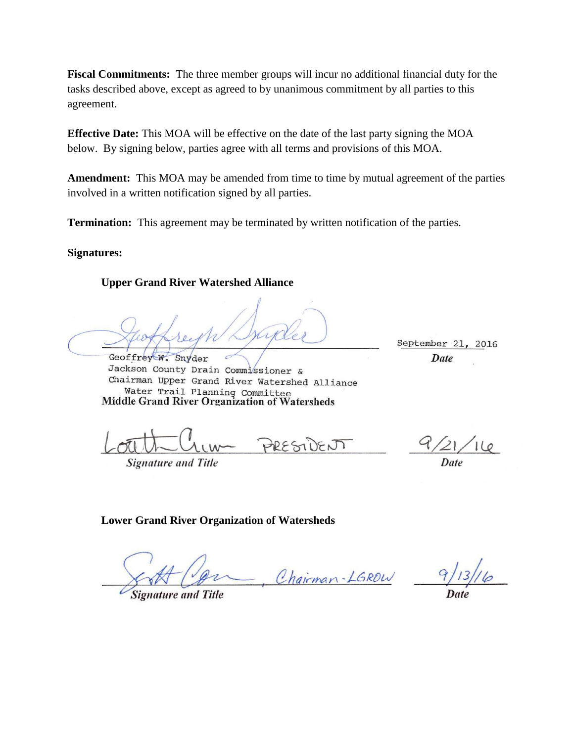**Fiscal Commitments:** The three member groups will incur no additional financial duty for the tasks described above, except as agreed to by unanimous commitment by all parties to this agreement.

**Effective Date:** This MOA will be effective on the date of the last party signing the MOA below. By signing below, parties agree with all terms and provisions of this MOA.

**Amendment:** This MOA may be amended from time to time by mutual agreement of the parties involved in a written notification signed by all parties.

**Termination:** This agreement may be terminated by written notification of the parties.

**Signatures:**

**Upper Grand River Watershed Alliance**

Geoffrey W. Snyder
Jackson County Drain Commissioner &
Chairman Upper Grand River Watershed Alliance
Water Trail Planning Committee

September 21, 2016
*Date*

**Middle Grand River Organization of Watersheds**

PRESIDENT
*Signature and Title*

9/21/16
*Date*

**Lower Grand River Organization of Watersheds**

, Chairman - LGROW
*Signature and Title*

9/13/16
*Date*